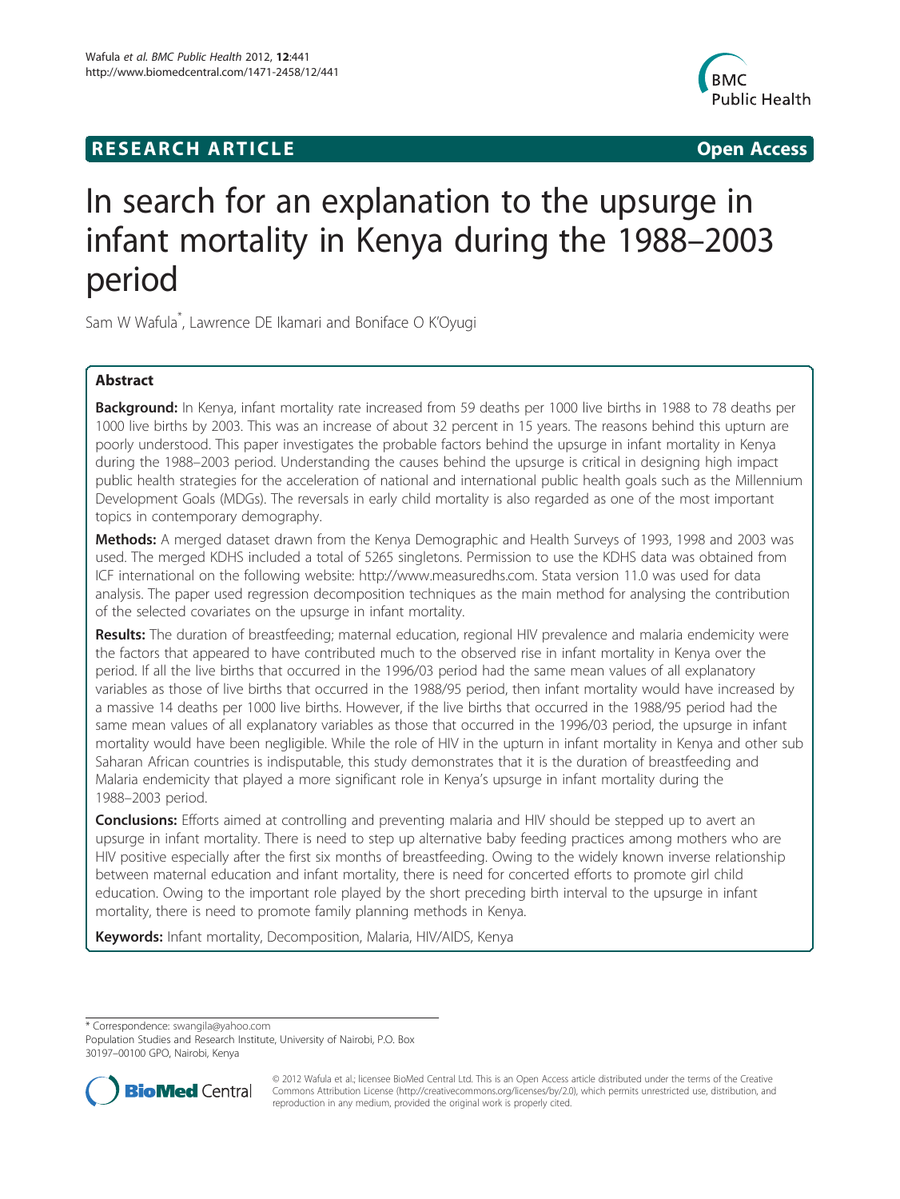**RESEARCH ARTICLE** **Open Access**

# In search for an explanation to the upsurge in infant mortality in Kenya during the 1988–2003 period

Sam W Wafula*, Lawrence DE Ikamari and Boniface O K'Oyugi

## Abstract

**Background:** In Kenya, infant mortality rate increased from 59 deaths per 1000 live births in 1988 to 78 deaths per 1000 live births by 2003. This was an increase of about 32 percent in 15 years. The reasons behind this upturn are poorly understood. This paper investigates the probable factors behind the upsurge in infant mortality in Kenya during the 1988–2003 period. Understanding the causes behind the upsurge is critical in designing high impact public health strategies for the acceleration of national and international public health goals such as the Millennium Development Goals (MDGs). The reversals in early child mortality is also regarded as one of the most important topics in contemporary demography.

**Methods:** A merged dataset drawn from the Kenya Demographic and Health Surveys of 1993, 1998 and 2003 was used. The merged KDHS included a total of 5265 singletons. Permission to use the KDHS data was obtained from ICF international on the following website: http://www.measuredhs.com. Stata version 11.0 was used for data analysis. The paper used regression decomposition techniques as the main method for analysing the contribution of the selected covariates on the upsurge in infant mortality.

**Results:** The duration of breastfeeding; maternal education, regional HIV prevalence and malaria endemicity were the factors that appeared to have contributed much to the observed rise in infant mortality in Kenya over the period. If all the live births that occurred in the 1996/03 period had the same mean values of all explanatory variables as those of live births that occurred in the 1988/95 period, then infant mortality would have increased by a massive 14 deaths per 1000 live births. However, if the live births that occurred in the 1988/95 period had the same mean values of all explanatory variables as those that occurred in the 1996/03 period, the upsurge in infant mortality would have been negligible. While the role of HIV in the upturn in infant mortality in Kenya and other sub Saharan African countries is indisputable, this study demonstrates that it is the duration of breastfeeding and Malaria endemicity that played a more significant role in Kenya's upsurge in infant mortality during the 1988–2003 period.

**Conclusions:** Efforts aimed at controlling and preventing malaria and HIV should be stepped up to avert an upsurge in infant mortality. There is need to step up alternative baby feeding practices among mothers who are HIV positive especially after the first six months of breastfeeding. Owing to the widely known inverse relationship between maternal education and infant mortality, there is need for concerted efforts to promote girl child education. Owing to the important role played by the short preceding birth interval to the upsurge in infant mortality, there is need to promote family planning methods in Kenya.

**Keywords:** Infant mortality, Decomposition, Malaria, HIV/AIDS, Kenya

---

* Correspondence: swangila@yahoo.com
Population Studies and Research Institute, University of Nairobi, P.O. Box 30197–00100 GPO, Nairobi, Kenya

© 2012 Wafula et al.; licensee BioMed Central Ltd. This is an Open Access article distributed under the terms of the Creative Commons Attribution License (http://creativecommons.org/licenses/by/2.0), which permits unrestricted use, distribution, and reproduction in any medium, provided the original work is properly cited.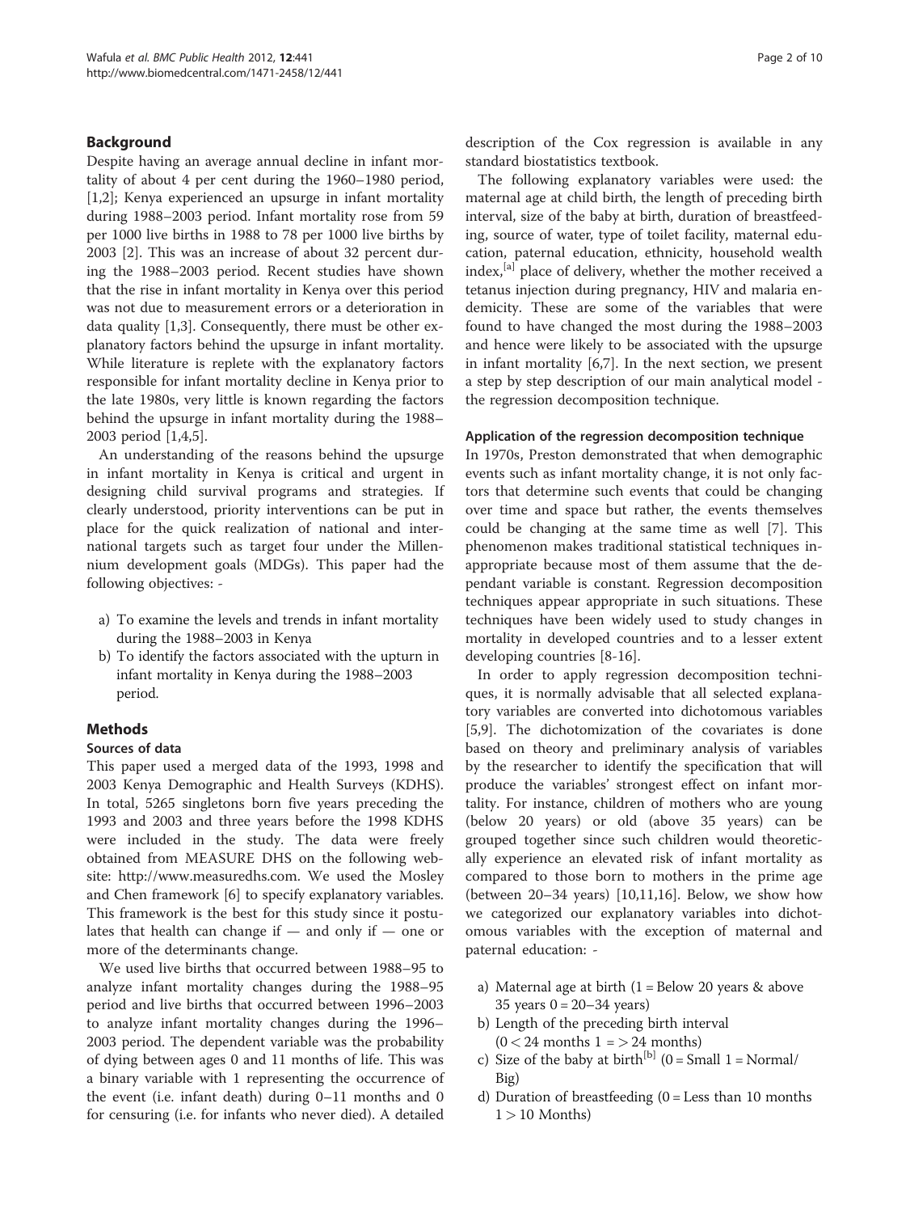## Background

Despite having an average annual decline in infant mortality of about 4 per cent during the 1960–1980 period, [1,2]; Kenya experienced an upsurge in infant mortality during 1988–2003 period. Infant mortality rose from 59 per 1000 live births in 1988 to 78 per 1000 live births by 2003 [2]. This was an increase of about 32 percent during the 1988–2003 period. Recent studies have shown that the rise in infant mortality in Kenya over this period was not due to measurement errors or a deterioration in data quality [1,3]. Consequently, there must be other explanatory factors behind the upsurge in infant mortality. While literature is replete with the explanatory factors responsible for infant mortality decline in Kenya prior to the late 1980s, very little is known regarding the factors behind the upsurge in infant mortality during the 1988–2003 period [1,4,5].

An understanding of the reasons behind the upsurge in infant mortality in Kenya is critical and urgent in designing child survival programs and strategies. If clearly understood, priority interventions can be put in place for the quick realization of national and international targets such as target four under the Millennium development goals (MDGs). This paper had the following objectives: -

a) To examine the levels and trends in infant mortality during the 1988–2003 in Kenya
b) To identify the factors associated with the upturn in infant mortality in Kenya during the 1988–2003 period.

## Methods

### Sources of data

This paper used a merged data of the 1993, 1998 and 2003 Kenya Demographic and Health Surveys (KDHS). In total, 5265 singletons born five years preceding the 1993 and 2003 and three years before the 1998 KDHS were included in the study. The data were freely obtained from MEASURE DHS on the following website: http://www.measuredhs.com. We used the Mosley and Chen framework [6] to specify explanatory variables. This framework is the best for this study since it postulates that health can change if — and only if — one or more of the determinants change.

We used live births that occurred between 1988–95 to analyze infant mortality changes during the 1988–95 period and live births that occurred between 1996–2003 to analyze infant mortality changes during the 1996–2003 period. The dependent variable was the probability of dying between ages 0 and 11 months of life. This was a binary variable with 1 representing the occurrence of the event (i.e. infant death) during 0–11 months and 0 for censuring (i.e. for infants who never died). A detailed description of the Cox regression is available in any standard biostatistics textbook.

The following explanatory variables were used: the maternal age at child birth, the length of preceding birth interval, size of the baby at birth, duration of breastfeeding, source of water, type of toilet facility, maternal education, paternal education, ethnicity, household wealth index,[a] place of delivery, whether the mother received a tetanus injection during pregnancy, HIV and malaria endemicity. These are some of the variables that were found to have changed the most during the 1988–2003 and hence were likely to be associated with the upsurge in infant mortality [6,7]. In the next section, we present a step by step description of our main analytical model - the regression decomposition technique.

### Application of the regression decomposition technique

In 1970s, Preston demonstrated that when demographic events such as infant mortality change, it is not only factors that determine such events that could be changing over time and space but rather, the events themselves could be changing at the same time as well [7]. This phenomenon makes traditional statistical techniques inappropriate because most of them assume that the dependant variable is constant. Regression decomposition techniques appear appropriate in such situations. These techniques have been widely used to study changes in mortality in developed countries and to a lesser extent developing countries [8-16].

In order to apply regression decomposition techniques, it is normally advisable that all selected explanatory variables are converted into dichotomous variables [5,9]. The dichotomization of the covariates is done based on theory and preliminary analysis of variables by the researcher to identify the specification that will produce the variables' strongest effect on infant mortality. For instance, children of mothers who are young (below 20 years) or old (above 35 years) can be grouped together since such children would theoretically experience an elevated risk of infant mortality as compared to those born to mothers in the prime age (between 20–34 years) [10,11,16]. Below, we show how we categorized our explanatory variables into dichotomous variables with the exception of maternal and paternal education: -

a) Maternal age at birth (1 = Below 20 years & above 35 years 0 = 20–34 years)
b) Length of the preceding birth interval (0 < 24 months 1 = > 24 months)
c) Size of the baby at birth[b] (0 = Small 1 = Normal/ Big)
d) Duration of breastfeeding (0 = Less than 10 months 1 > 10 Months)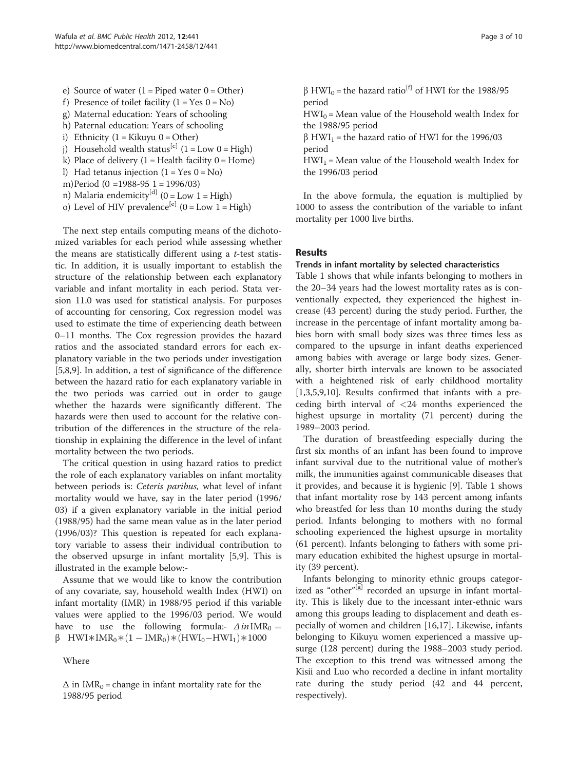e) Source of water (1 = Piped water 0 = Other)
f) Presence of toilet facility (1 = Yes 0 = No)
g) Maternal education: Years of schooling
h) Paternal education: Years of schooling
i) Ethnicity (1 = Kikuyu 0 = Other)
j) Household wealth status[c] (1 = Low 0 = High)
k) Place of delivery (1 = Health facility 0 = Home)
l) Had tetanus injection (1 = Yes 0 = No)
m) Period (0 =1988-95 1 = 1996/03)
n) Malaria endemicity[d] (0 = Low 1 = High)
o) Level of HIV prevalence[e] (0 = Low 1 = High)

The next step entails computing means of the dichotomized variables for each period while assessing whether the means are statistically different using a *t*-test statistic. In addition, it is usually important to establish the structure of the relationship between each explanatory variable and infant mortality in each period. Stata version 11.0 was used for statistical analysis. For purposes of accounting for censoring, Cox regression model was used to estimate the time of experiencing death between 0–11 months. The Cox regression provides the hazard ratios and the associated standard errors for each explanatory variable in the two periods under investigation [5,8,9]. In addition, a test of significance of the difference between the hazard ratio for each explanatory variable in the two periods was carried out in order to gauge whether the hazards were significantly different. The hazards were then used to account for the relative contribution of the differences in the structure of the relationship in explaining the difference in the level of infant mortality between the two periods.

The critical question in using hazard ratios to predict the role of each explanatory variables on infant mortality between periods is: *Ceteris paribus,* what level of infant mortality would we have, say in the later period (1996/03) if a given explanatory variable in the initial period (1988/95) had the same mean value as in the later period (1996/03)? This question is repeated for each explanatory variable to assess their individual contribution to the observed upsurge in infant mortality [5,9]. This is illustrated in the example below:-

Assume that we would like to know the contribution of any covariate, say, household wealth Index (HWI) on infant mortality (IMR) in 1988/95 period if this variable values were applied to the 1996/03 period. We would have to use the following formula:- $\Delta \, in \, IMR_0 = \beta \ \ HWI * IMR_0 * (1 - IMR_0) * (HWI_0 - HWI_1) * 1000$

Where

$\Delta$ in $IMR_0$ = change in infant mortality rate for the 1988/95 period

$\beta \ HWI_0$ = the hazard ratio[f] of HWI for the 1988/95 period
$HWI_0$ = Mean value of the Household wealth Index for the 1988/95 period
$\beta \ HWI_1$ = the hazard ratio of HWI for the 1996/03 period
$HWI_1$ = Mean value of the Household wealth Index for the 1996/03 period

In the above formula, the equation is multiplied by 1000 to assess the contribution of the variable to infant mortality per 1000 live births.

## Results

### Trends in infant mortality by selected characteristics

Table 1 shows that while infants belonging to mothers in the 20–34 years had the lowest mortality rates as is conventionally expected, they experienced the highest increase (43 percent) during the study period. Further, the increase in the percentage of infant mortality among babies born with small body sizes was three times less as compared to the upsurge in infant deaths experienced among babies with average or large body sizes. Generally, shorter birth intervals are known to be associated with a heightened risk of early childhood mortality [1,3,5,9,10]. Results confirmed that infants with a preceding birth interval of <24 months experienced the highest upsurge in mortality (71 percent) during the 1989–2003 period.

The duration of breastfeeding especially during the first six months of an infant has been found to improve infant survival due to the nutritional value of mother's milk, the immunities against communicable diseases that it provides, and because it is hygienic [9]. Table 1 shows that infant mortality rose by 143 percent among infants who breastfed for less than 10 months during the study period. Infants belonging to mothers with no formal schooling experienced the highest upsurge in mortality (61 percent). Infants belonging to fathers with some primary education exhibited the highest upsurge in mortality (39 percent).

Infants belonging to minority ethnic groups categorized as "other"[g] recorded an upsurge in infant mortality. This is likely due to the incessant inter-ethnic wars among this groups leading to displacement and death especially of women and children [16,17]. Likewise, infants belonging to Kikuyu women experienced a massive upsurge (128 percent) during the 1988–2003 study period. The exception to this trend was witnessed among the Kisii and Luo who recorded a decline in infant mortality rate during the study period (42 and 44 percent, respectively).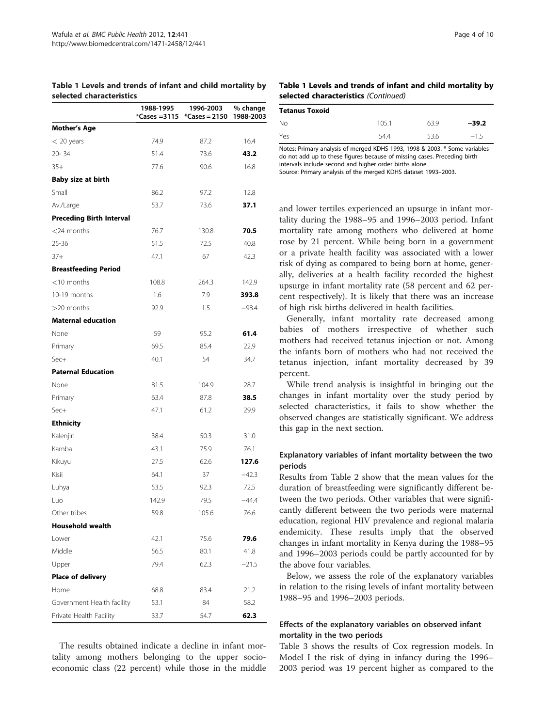**Table 1 Levels and trends of infant and child mortality by selected characteristics**

| | 1988-1995 *Cases =3115 | 1996-2003 *Cases = 2150 | % change 1988-2003 |
|---|---|---|---|
| **Mother's Age** | | | |
| < 20 years | 74.9 | 87.2 | 16.4 |
| 20- 34 | 51.4 | 73.6 | **43.2** |
| 35+ | 77.6 | 90.6 | 16.8 |
| **Baby size at birth** | | | |
| Small | 86.2 | 97.2 | 12.8 |
| Av./Large | 53.7 | 73.6 | **37.1** |
| **Preceding Birth Interval** | | | |
| <24 months | 76.7 | 130.8 | **70.5** |
| 25-36 | 51.5 | 72.5 | 40.8 |
| 37+ | 47.1 | 67 | 42.3 |
| **Breastfeeding Period** | | | |
| <10 months | 108.8 | 264.3 | 142.9 |
| 10-19 months | 1.6 | 7.9 | **393.8** |
| >20 months | 92.9 | 1.5 | −98.4 |
| **Maternal education** | | | |
| None | 59 | 95.2 | **61.4** |
| Primary | 69.5 | 85.4 | 22.9 |
| Sec+ | 40.1 | 54 | 34.7 |
| **Paternal Education** | | | |
| None | 81.5 | 104.9 | 28.7 |
| Primary | 63.4 | 87.8 | **38.5** |
| Sec+ | 47.1 | 61.2 | 29.9 |
| **Ethnicity** | | | |
| Kalenjin | 38.4 | 50.3 | 31.0 |
| Kamba | 43.1 | 75.9 | 76.1 |
| Kikuyu | 27.5 | 62.6 | **127.6** |
| Kisii | 64.1 | 37 | −42.3 |
| Luhya | 53.5 | 92.3 | 72.5 |
| Luo | 142.9 | 79.5 | −44.4 |
| Other tribes | 59.8 | 105.6 | 76.6 |
| **Household wealth** | | | |
| Lower | 42.1 | 75.6 | **79.6** |
| Middle | 56.5 | 80.1 | 41.8 |
| Upper | 79.4 | 62.3 | −21.5 |
| **Place of delivery** | | | |
| Home | 68.8 | 83.4 | 21.2 |
| Government Health facility | 53.1 | 84 | 58.2 |
| Private Health Facility | 33.7 | 54.7 | **62.3** |
| **Tetanus Toxoid** | | | |
| No | 105.1 | 63.9 | **−39.2** |
| Yes | 54.4 | 53.6 | −1.5 |

Notes: Primary analysis of merged KDHS 1993, 1998 & 2003. * Some variables do not add up to these figures because of missing cases. Preceding birth intervals include second and higher order births alone.
Source: Primary analysis of the merged KDHS dataset 1993–2003.

The results obtained indicate a decline in infant mortality among mothers belonging to the upper socio-economic class (22 percent) while those in the middle and lower tertiles experienced an upsurge in infant mortality during the 1988–95 and 1996–2003 period. Infant mortality rate among mothers who delivered at home rose by 21 percent. While being born in a government or a private health facility was associated with a lower risk of dying as compared to being born at home, generally, deliveries at a health facility recorded the highest upsurge in infant mortality rate (58 percent and 62 percent respectively). It is likely that there was an increase of high risk births delivered in health facilities.

Generally, infant mortality rate decreased among babies of mothers irrespective of whether such mothers had received tetanus injection or not. Among the infants born of mothers who had not received the tetanus injection, infant mortality decreased by 39 percent.

While trend analysis is insightful in bringing out the changes in infant mortality over the study period by selected characteristics, it fails to show whether the observed changes are statistically significant. We address this gap in the next section.

### Explanatory variables of infant mortality between the two periods

Results from Table 2 show that the mean values for the duration of breastfeeding were significantly different between the two periods. Other variables that were significantly different between the two periods were maternal education, regional HIV prevalence and regional malaria endemicity. These results imply that the observed changes in infant mortality in Kenya during the 1988–95 and 1996–2003 periods could be partly accounted for by the above four variables.

Below, we assess the role of the explanatory variables in relation to the rising levels of infant mortality between 1988–95 and 1996–2003 periods.

### Effects of the explanatory variables on observed infant mortality in the two periods

Table 3 shows the results of Cox regression models. In Model I the risk of dying in infancy during the 1996–2003 period was 19 percent higher as compared to the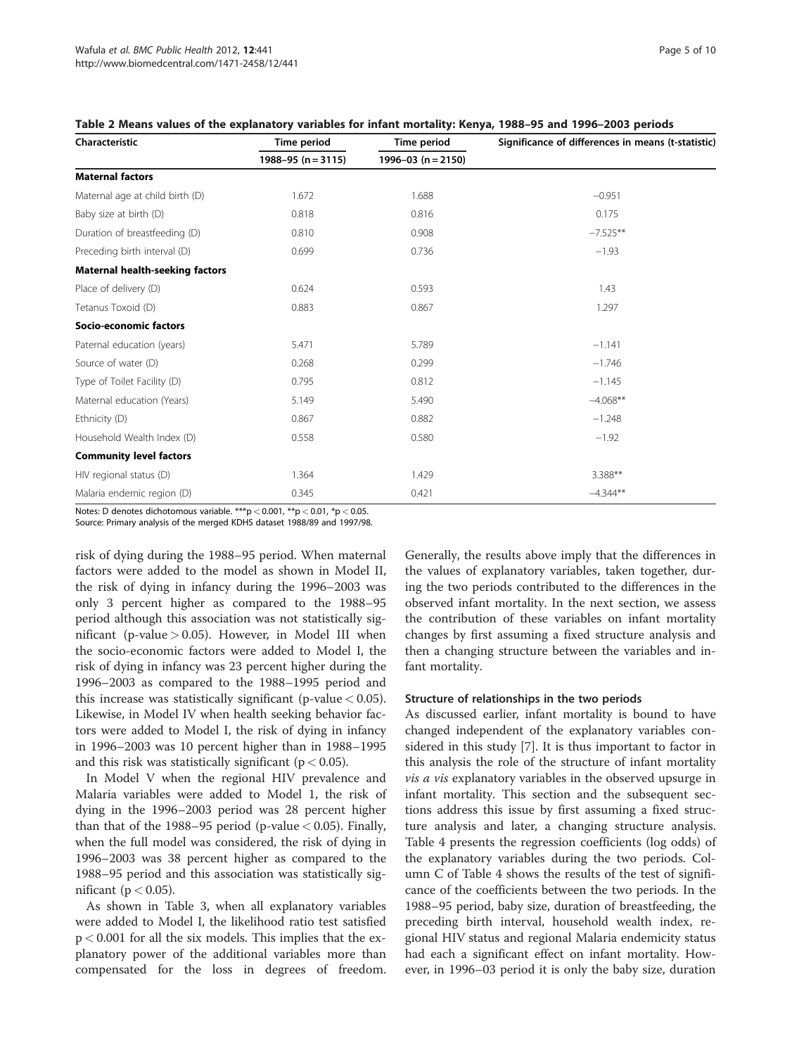**Table 2 Means values of the explanatory variables for infant mortality: Kenya, 1988–95 and 1996–2003 periods**

| Characteristic | Time period | Time period | Significance of differences in means (t-statistic) |
|---|---|---|---|
| | 1988–95 (n = 3115) | 1996–03 (n = 2150) | |
| **Maternal factors** | | | |
| Maternal age at child birth (D) | 1.672 | 1.688 | −0.951 |
| Baby size at birth (D) | 0.818 | 0.816 | 0.175 |
| Duration of breastfeeding (D) | 0.810 | 0.908 | −7.525** |
| Preceding birth interval (D) | 0.699 | 0.736 | −1.93 |
| **Maternal health-seeking factors** | | | |
| Place of delivery (D) | 0.624 | 0.593 | 1.43 |
| Tetanus Toxoid (D) | 0.883 | 0.867 | 1.297 |
| **Socio-economic factors** | | | |
| Paternal education (years) | 5.471 | 5.789 | −1.141 |
| Source of water (D) | 0.268 | 0.299 | −1.746 |
| Type of Toilet Facility (D) | 0.795 | 0.812 | −1.145 |
| Maternal education (Years) | 5.149 | 5.490 | −4.068** |
| Ethnicity (D) | 0.867 | 0.882 | −1.248 |
| Household Wealth Index (D) | 0.558 | 0.580 | −1.92 |
| **Community level factors** | | | |
| HIV regional status (D) | 1.364 | 1.429 | 3.388** |
| Malaria endemic region (D) | 0.345 | 0.421 | −4.344** |

Notes: D denotes dichotomous variable. ***$p < 0.001$, **$p < 0.01$, *$p < 0.05$.
Source: Primary analysis of the merged KDHS dataset 1988/89 and 1997/98.

risk of dying during the 1988–95 period. When maternal factors were added to the model as shown in Model II, the risk of dying in infancy during the 1996–2003 was only 3 percent higher as compared to the 1988–95 period although this association was not statistically significant (p-value > 0.05). However, in Model III when the socio-economic factors were added to Model I, the risk of dying in infancy was 23 percent higher during the 1996–2003 as compared to the 1988–1995 period and this increase was statistically significant (p-value < 0.05). Likewise, in Model IV when health seeking behavior factors were added to Model I, the risk of dying in infancy in 1996–2003 was 10 percent higher than in 1988–1995 and this risk was statistically significant ($p < 0.05$).

In Model V when the regional HIV prevalence and Malaria variables were added to Model 1, the risk of dying in the 1996–2003 period was 28 percent higher than that of the 1988–95 period (p-value < 0.05). Finally, when the full model was considered, the risk of dying in 1996–2003 was 38 percent higher as compared to the 1988–95 period and this association was statistically significant ($p < 0.05$).

As shown in Table 3, when all explanatory variables were added to Model I, the likelihood ratio test satisfied $p < 0.001$ for all the six models. This implies that the explanatory power of the additional variables more than compensated for the loss in degrees of freedom. Generally, the results above imply that the differences in the values of explanatory variables, taken together, during the two periods contributed to the differences in the observed infant mortality. In the next section, we assess the contribution of these variables on infant mortality changes by first assuming a fixed structure analysis and then a changing structure between the variables and infant mortality.

### Structure of relationships in the two periods

As discussed earlier, infant mortality is bound to have changed independent of the explanatory variables considered in this study [7]. It is thus important to factor in this analysis the role of the structure of infant mortality *vis a vis* explanatory variables in the observed upsurge in infant mortality. This section and the subsequent sections address this issue by first assuming a fixed structure analysis and later, a changing structure analysis. Table 4 presents the regression coefficients (log odds) of the explanatory variables during the two periods. Column C of Table 4 shows the results of the test of significance of the coefficients between the two periods. In the 1988–95 period, baby size, duration of breastfeeding, the preceding birth interval, household wealth index, regional HIV status and regional Malaria endemicity status had each a significant effect on infant mortality. However, in 1996–03 period it is only the baby size, duration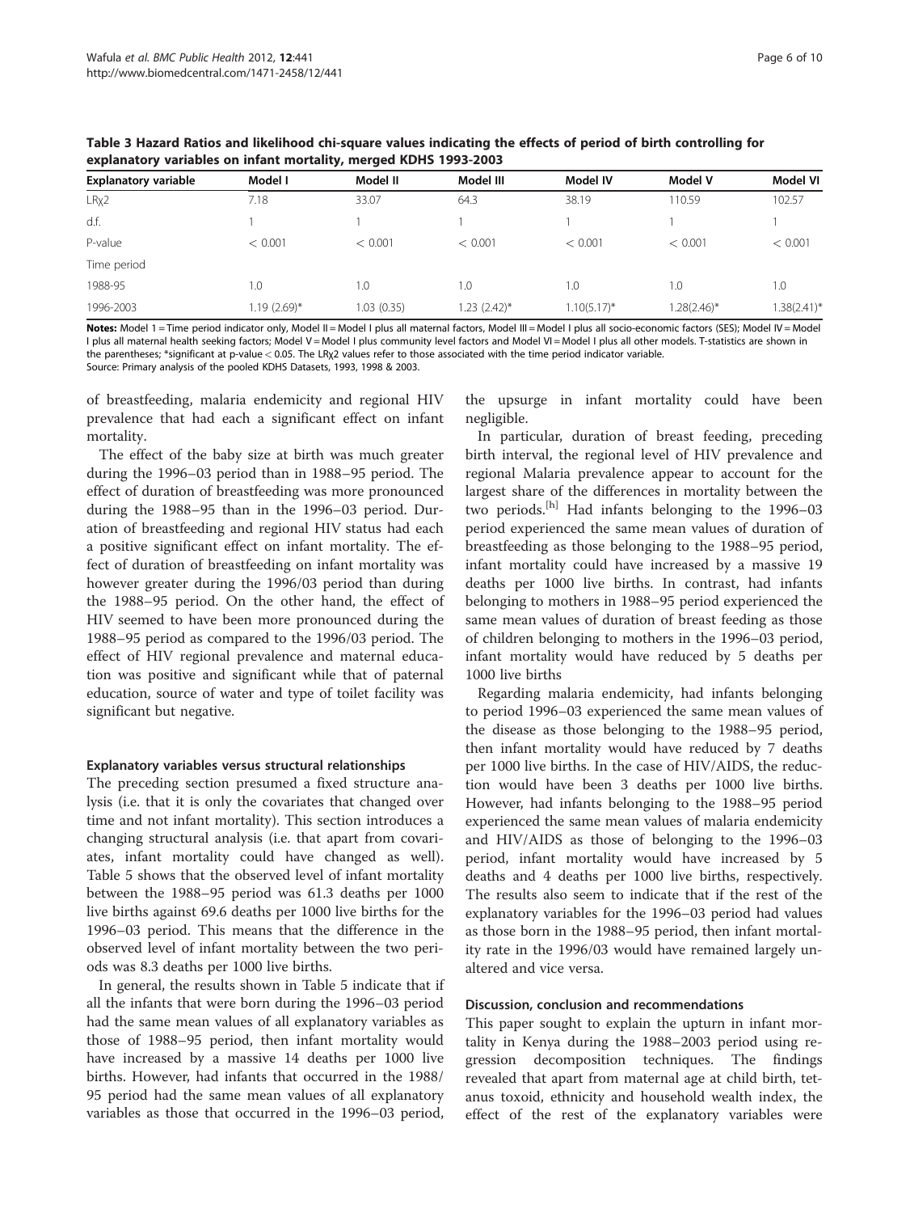**Table 3 Hazard Ratios and likelihood chi-square values indicating the effects of period of birth controlling for explanatory variables on infant mortality, merged KDHS 1993-2003**

| Explanatory variable | Model I | Model II | Model III | Model IV | Model V | Model VI |
|---|---|---|---|---|---|---|
| LRχ2 | 7.18 | 33.07 | 64.3 | 38.19 | 110.59 | 102.57 |
| d.f. | 1 | 1 | 1 | 1 | 1 | 1 |
| P-value | < 0.001 | < 0.001 | < 0.001 | < 0.001 | < 0.001 | < 0.001 |
| Time period | | | | | | |
| 1988-95 | 1.0 | 1.0 | 1.0 | 1.0 | 1.0 | 1.0 |
| 1996-2003 | 1.19 (2.69)* | 1.03 (0.35) | 1.23 (2.42)* | 1.10(5.17)* | 1.28(2.46)* | 1.38(2.41)* |

**Notes:** Model 1 = Time period indicator only, Model II = Model I plus all maternal factors, Model III = Model I plus all socio-economic factors (SES); Model IV = Model I plus all maternal health seeking factors; Model V = Model I plus community level factors and Model VI = Model I plus all other models. T-statistics are shown in the parentheses; *significant at p-value < 0.05. The LRχ2 values refer to those associated with the time period indicator variable.
Source: Primary analysis of the pooled KDHS Datasets, 1993, 1998 & 2003.

of breastfeeding, malaria endemicity and regional HIV prevalence that had each a significant effect on infant mortality.

The effect of the baby size at birth was much greater during the 1996–03 period than in 1988–95 period. The effect of duration of breastfeeding was more pronounced during the 1988–95 than in the 1996–03 period. Duration of breastfeeding and regional HIV status had each a positive significant effect on infant mortality. The effect of duration of breastfeeding on infant mortality was however greater during the 1996/03 period than during the 1988–95 period. On the other hand, the effect of HIV seemed to have been more pronounced during the 1988–95 period as compared to the 1996/03 period. The effect of HIV regional prevalence and maternal education was positive and significant while that of paternal education, source of water and type of toilet facility was significant but negative.

### Explanatory variables versus structural relationships

The preceding section presumed a fixed structure analysis (i.e. that it is only the covariates that changed over time and not infant mortality). This section introduces a changing structural analysis (i.e. that apart from covariates, infant mortality could have changed as well). Table 5 shows that the observed level of infant mortality between the 1988–95 period was 61.3 deaths per 1000 live births against 69.6 deaths per 1000 live births for the 1996–03 period. This means that the difference in the observed level of infant mortality between the two periods was 8.3 deaths per 1000 live births.

In general, the results shown in Table 5 indicate that if all the infants that were born during the 1996–03 period had the same mean values of all explanatory variables as those of 1988–95 period, then infant mortality would have increased by a massive 14 deaths per 1000 live births. However, had infants that occurred in the 1988/95 period had the same mean values of all explanatory variables as those that occurred in the 1996–03 period, the upsurge in infant mortality could have been negligible.

In particular, duration of breast feeding, preceding birth interval, the regional level of HIV prevalence and regional Malaria prevalence appear to account for the largest share of the differences in mortality between the two periods.[h] Had infants belonging to the 1996–03 period experienced the same mean values of duration of breastfeeding as those belonging to the 1988–95 period, infant mortality could have increased by a massive 19 deaths per 1000 live births. In contrast, had infants belonging to mothers in 1988–95 period experienced the same mean values of duration of breast feeding as those of children belonging to mothers in the 1996–03 period, infant mortality would have reduced by 5 deaths per 1000 live births

Regarding malaria endemicity, had infants belonging to period 1996–03 experienced the same mean values of the disease as those belonging to the 1988–95 period, then infant mortality would have reduced by 7 deaths per 1000 live births. In the case of HIV/AIDS, the reduction would have been 3 deaths per 1000 live births. However, had infants belonging to the 1988–95 period experienced the same mean values of malaria endemicity and HIV/AIDS as those of belonging to the 1996–03 period, infant mortality would have increased by 5 deaths and 4 deaths per 1000 live births, respectively. The results also seem to indicate that if the rest of the explanatory variables for the 1996–03 period had values as those born in the 1988–95 period, then infant mortality rate in the 1996/03 would have remained largely unaltered and vice versa.

### Discussion, conclusion and recommendations

This paper sought to explain the upturn in infant mortality in Kenya during the 1988–2003 period using regression decomposition techniques. The findings revealed that apart from maternal age at child birth, tetanus toxoid, ethnicity and household wealth index, the effect of the rest of the explanatory variables were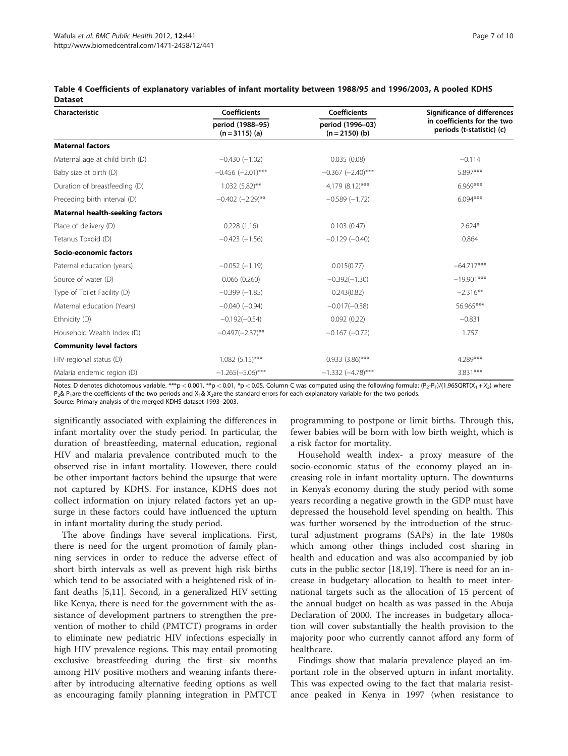**Table 4 Coefficients of explanatory variables of infant mortality between 1988/95 and 1996/2003, A pooled KDHS Dataset**

| Characteristic | Coefficients period (1988–95) (n = 3115) (a) | Coefficients period (1996–03) (n = 2150) (b) | Significance of differences in coefficients for the two periods (t-statistic) (c) |
|---|---|---|---|
| **Maternal factors** | | | |
| Maternal age at child birth (D) | −0.430 (−1.02) | 0.035 (0.08) | −0.114 |
| Baby size at birth (D) | −0.456 (−2.01)*** | −0.367 (−2.40)*** | 5.897*** |
| Duration of breastfeeding (D) | 1.032 (5.82)** | 4.179 (8.12)*** | 6.969*** |
| Preceding birth interval (D) | −0.402 (−2.29)** | −0.589 (−1.72) | 6.094*** |
| **Maternal health-seeking factors** | | | |
| Place of delivery (D) | 0.228 (1.16) | 0.103 (0.47) | 2.624* |
| Tetanus Toxoid (D) | −0.423 (−1.56) | −0.129 (−0.40) | 0.864 |
| **Socio-economic factors** | | | |
| Paternal education (years) | −0.052 (−1.19) | 0.015(0.77) | −64.717*** |
| Source of water (D) | 0.066 (0.260) | −0.392(−1.30) | −19.901*** |
| Type of Toilet Facility (D) | −0.399 (−1.85) | 0.243(0.82) | −2.316** |
| Maternal education (Years) | −0.040 (−0.94) | −0.017(−0.38) | 56.965*** |
| Ethnicity (D) | −0.192(−0.54) | 0.092 (0.22) | −0.831 |
| Household Wealth Index (D) | −0.497(−2.37)** | −0.167 (−0.72) | 1.757 |
| **Community level factors** | | | |
| HIV regional status (D) | 1.082 (5.15)*** | 0.933 (3.86)*** | 4.289*** |
| Malaria endemic region (D) | −1.265(−5.06)*** | −1.332 (−4.78)*** | 3.831*** |

Notes: D denotes dichotomous variable. ***$p < 0.001$, **$p < 0.01$, *$p < 0.05$. Column C was computed using the following formula: $(P_2\text{-}P_1)/(1.96SQRT(X_1 + X_2)$ where $P_2$& $P_1$are the coefficients of the two periods and $X_1$& $X_2$are the standard errors for each explanatory variable for the two periods.
Source: Primary analysis of the merged KDHS dataset 1993–2003.

significantly associated with explaining the differences in infant mortality over the study period. In particular, the duration of breastfeeding, maternal education, regional HIV and malaria prevalence contributed much to the observed rise in infant mortality. However, there could be other important factors behind the upsurge that were not captured by KDHS. For instance, KDHS does not collect information on injury related factors yet an upsurge in these factors could have influenced the upturn in infant mortality during the study period.

The above findings have several implications. First, there is need for the urgent promotion of family planning services in order to reduce the adverse effect of short birth intervals as well as prevent high risk births which tend to be associated with a heightened risk of infant deaths [5,11]. Second, in a generalized HIV setting like Kenya, there is need for the government with the assistance of development partners to strengthen the prevention of mother to child (PMTCT) programs in order to eliminate new pediatric HIV infections especially in high HIV prevalence regions. This may entail promoting exclusive breastfeeding during the first six months among HIV positive mothers and weaning infants thereafter by introducing alternative feeding options as well as encouraging family planning integration in PMTCT programming to postpone or limit births. Through this, fewer babies will be born with low birth weight, which is a risk factor for mortality.

Household wealth index- a proxy measure of the socio-economic status of the economy played an increasing role in infant mortality upturn. The downturns in Kenya's economy during the study period with some years recording a negative growth in the GDP must have depressed the household level spending on health. This was further worsened by the introduction of the structural adjustment programs (SAPs) in the late 1980s which among other things included cost sharing in health and education and was also accompanied by job cuts in the public sector [18,19]. There is need for an increase in budgetary allocation to health to meet international targets such as the allocation of 15 percent of the annual budget on health as was passed in the Abuja Declaration of 2000. The increases in budgetary allocation will cover substantially the health provision to the majority poor who currently cannot afford any form of healthcare.

Findings show that malaria prevalence played an important role in the observed upturn in infant mortality. This was expected owing to the fact that malaria resistance peaked in Kenya in 1997 (when resistance to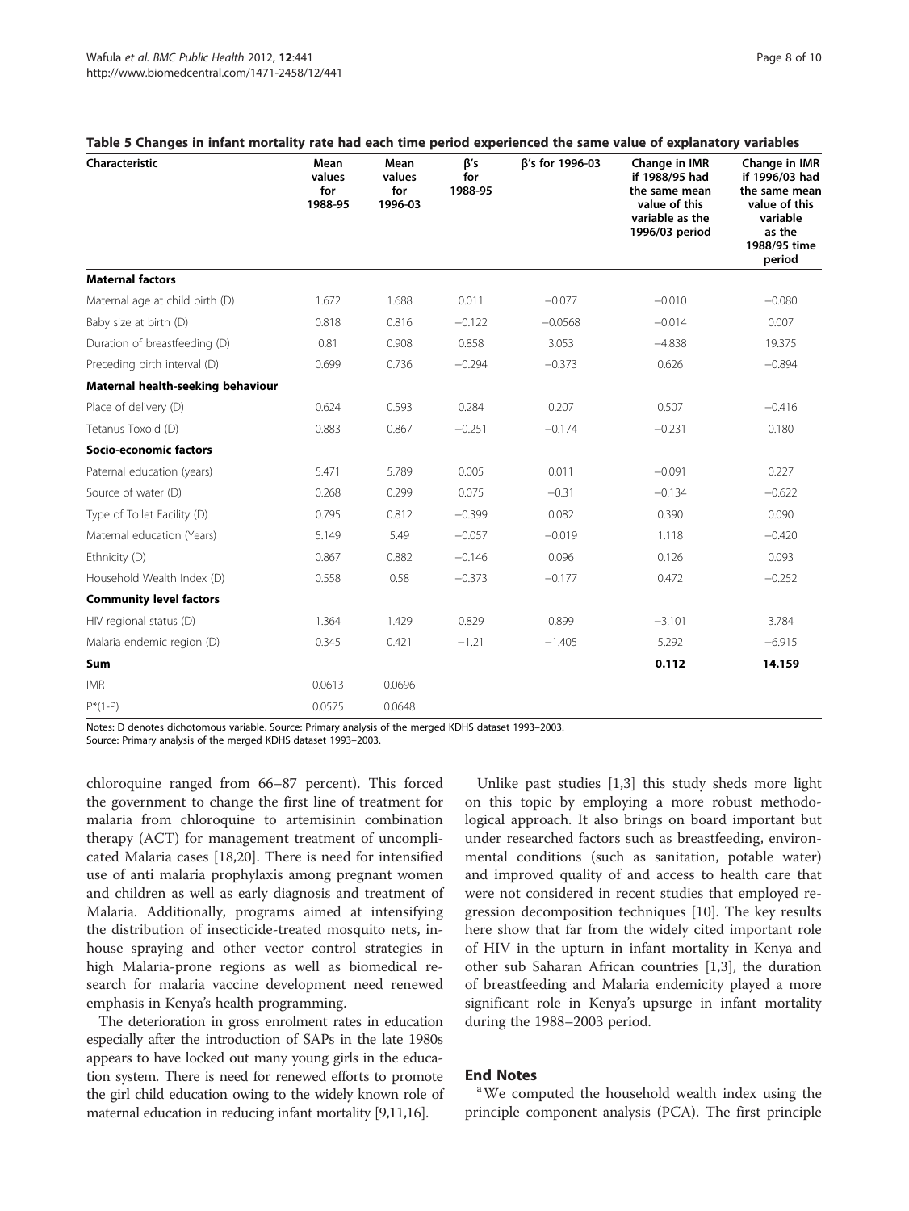**Table 5 Changes in infant mortality rate had each time period experienced the same value of explanatory variables**

| Characteristic | Mean values for 1988-95 | Mean values for 1996-03 | β's for 1988-95 | β's for 1996-03 | Change in IMR if 1988/95 had the same mean value of this variable as the 1996/03 period | Change in IMR if 1996/03 had the same mean value of this variable as the 1988/95 time period |
|---|---|---|---|---|---|---|
| **Maternal factors** | | | | | | |
| Maternal age at child birth (D) | 1.672 | 1.688 | 0.011 | −0.077 | −0.010 | −0.080 |
| Baby size at birth (D) | 0.818 | 0.816 | −0.122 | −0.0568 | −0.014 | 0.007 |
| Duration of breastfeeding (D) | 0.81 | 0.908 | 0.858 | 3.053 | −4.838 | 19.375 |
| Preceding birth interval (D) | 0.699 | 0.736 | −0.294 | −0.373 | 0.626 | −0.894 |
| **Maternal health-seeking behaviour** | | | | | | |
| Place of delivery (D) | 0.624 | 0.593 | 0.284 | 0.207 | 0.507 | −0.416 |
| Tetanus Toxoid (D) | 0.883 | 0.867 | −0.251 | −0.174 | −0.231 | 0.180 |
| **Socio-economic factors** | | | | | | |
| Paternal education (years) | 5.471 | 5.789 | 0.005 | 0.011 | −0.091 | 0.227 |
| Source of water (D) | 0.268 | 0.299 | 0.075 | −0.31 | −0.134 | −0.622 |
| Type of Toilet Facility (D) | 0.795 | 0.812 | −0.399 | 0.082 | 0.390 | 0.090 |
| Maternal education (Years) | 5.149 | 5.49 | −0.057 | −0.019 | 1.118 | −0.420 |
| Ethnicity (D) | 0.867 | 0.882 | −0.146 | 0.096 | 0.126 | 0.093 |
| Household Wealth Index (D) | 0.558 | 0.58 | −0.373 | −0.177 | 0.472 | −0.252 |
| **Community level factors** | | | | | | |
| HIV regional status (D) | 1.364 | 1.429 | 0.829 | 0.899 | −3.101 | 3.784 |
| Malaria endemic region (D) | 0.345 | 0.421 | −1.21 | −1.405 | 5.292 | −6.915 |
| **Sum** | | | | | **0.112** | **14.159** |
| IMR | 0.0613 | 0.0696 | | | | |
| P*(1-P) | 0.0575 | 0.0648 | | | | |

Notes: D denotes dichotomous variable. Source: Primary analysis of the merged KDHS dataset 1993–2003.

Source: Primary analysis of the merged KDHS dataset 1993–2003.

chloroquine ranged from 66–87 percent). This forced the government to change the first line of treatment for malaria from chloroquine to artemisinin combination therapy (ACT) for management treatment of uncomplicated Malaria cases [18,20]. There is need for intensified use of anti malaria prophylaxis among pregnant women and children as well as early diagnosis and treatment of Malaria. Additionally, programs aimed at intensifying the distribution of insecticide-treated mosquito nets, in-house spraying and other vector control strategies in high Malaria-prone regions as well as biomedical research for malaria vaccine development need renewed emphasis in Kenya's health programming.

The deterioration in gross enrolment rates in education especially after the introduction of SAPs in the late 1980s appears to have locked out many young girls in the education system. There is need for renewed efforts to promote the girl child education owing to the widely known role of maternal education in reducing infant mortality [9,11,16].

Unlike past studies [1,3] this study sheds more light on this topic by employing a more robust methodological approach. It also brings on board important but under researched factors such as breastfeeding, environmental conditions (such as sanitation, potable water) and improved quality of and access to health care that were not considered in recent studies that employed regression decomposition techniques [10]. The key results here show that far from the widely cited important role of HIV in the upturn in infant mortality in Kenya and other sub Saharan African countries [1,3], the duration of breastfeeding and Malaria endemicity played a more significant role in Kenya's upsurge in infant mortality during the 1988–2003 period.

## End Notes

[a] We computed the household wealth index using the principle component analysis (PCA). The first principle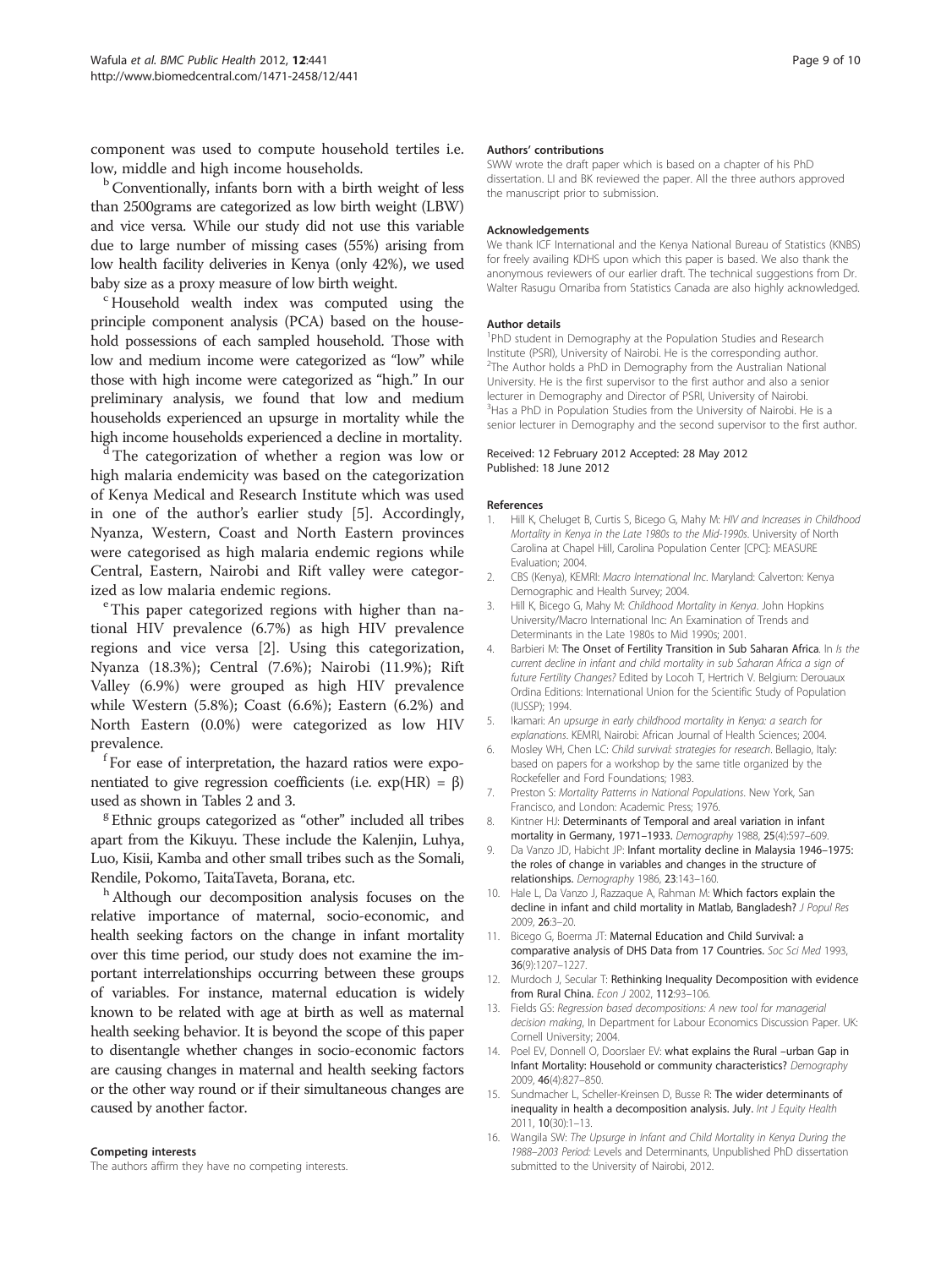component was used to compute household tertiles i.e. low, middle and high income households.

[b] Conventionally, infants born with a birth weight of less than 2500grams are categorized as low birth weight (LBW) and vice versa. While our study did not use this variable due to large number of missing cases (55%) arising from low health facility deliveries in Kenya (only 42%), we used baby size as a proxy measure of low birth weight.

[c] Household wealth index was computed using the principle component analysis (PCA) based on the household possessions of each sampled household. Those with low and medium income were categorized as "low" while those with high income were categorized as "high." In our preliminary analysis, we found that low and medium households experienced an upsurge in mortality while the high income households experienced a decline in mortality.

[d] The categorization of whether a region was low or high malaria endemicity was based on the categorization of Kenya Medical and Research Institute which was used in one of the author's earlier study [5]. Accordingly, Nyanza, Western, Coast and North Eastern provinces were categorised as high malaria endemic regions while Central, Eastern, Nairobi and Rift valley were categorized as low malaria endemic regions.

[e] This paper categorized regions with higher than national HIV prevalence (6.7%) as high HIV prevalence regions and vice versa [2]. Using this categorization, Nyanza (18.3%); Central (7.6%); Nairobi (11.9%); Rift Valley (6.9%) were grouped as high HIV prevalence while Western (5.8%); Coast (6.6%); Eastern (6.2%) and North Eastern (0.0%) were categorized as low HIV prevalence.

[f] For ease of interpretation, the hazard ratios were exponentiated to give regression coefficients (i.e. $\exp(HR) = \beta$) used as shown in Tables 2 and 3.

[g] Ethnic groups categorized as "other" included all tribes apart from the Kikuyu. These include the Kalenjin, Luhya, Luo, Kisii, Kamba and other small tribes such as the Somali, Rendile, Pokomo, TaitaTaveta, Borana, etc.

[h] Although our decomposition analysis focuses on the relative importance of maternal, socio-economic, and health seeking factors on the change in infant mortality over this time period, our study does not examine the important interrelationships occurring between these groups of variables. For instance, maternal education is widely known to be related with age at birth as well as maternal health seeking behavior. It is beyond the scope of this paper to disentangle whether changes in socio-economic factors are causing changes in maternal and health seeking factors or the other way round or if their simultaneous changes are caused by another factor.

#### Competing interests
The authors affirm they have no competing interests.

#### Authors' contributions
SWW wrote the draft paper which is based on a chapter of his PhD dissertation. LI and BK reviewed the paper. All the three authors approved the manuscript prior to submission.

#### Acknowledgements
We thank ICF International and the Kenya National Bureau of Statistics (KNBS) for freely availing KDHS upon which this paper is based. We also thank the anonymous reviewers of our earlier draft. The technical suggestions from Dr. Walter Rasugu Omariba from Statistics Canada are also highly acknowledged.

#### Author details
[1]PhD student in Demography at the Population Studies and Research Institute (PSRI), University of Nairobi. He is the corresponding author. [2]The Author holds a PhD in Demography from the Australian National University. He is the first supervisor to the first author and also a senior lecturer in Demography and Director of PSRI, University of Nairobi. [3]Has a PhD in Population Studies from the University of Nairobi. He is a senior lecturer in Demography and the second supervisor to the first author.

Received: 12 February 2012 Accepted: 28 May 2012
Published: 18 June 2012

#### References

1. Hill K, Cheluget B, Curtis S, Bicego G, Mahy M: *HIV and Increases in Childhood Mortality in Kenya in the Late 1980s to the Mid-1990s*. University of North Carolina at Chapel Hill, Carolina Population Center [CPC]: MEASURE Evaluation; 2004.
2. CBS (Kenya), KEMRI: *Macro International Inc*. Maryland: Calverton: Kenya Demographic and Health Survey; 2004.
3. Hill K, Bicego G, Mahy M: *Childhood Mortality in Kenya*. John Hopkins University/Macro International Inc: An Examination of Trends and Determinants in the Late 1980s to Mid 1990s; 2001.
4. Barbieri M: **The Onset of Fertility Transition in Sub Saharan Africa.** In *Is the current decline in infant and child mortality in sub Saharan Africa a sign of future Fertility Changes?* Edited by Locoh T, Hertrich V. Belgium: Derouaux Ordina Editions: International Union for the Scientific Study of Population (IUSSP); 1994.
5. Ikamari: *An upsurge in early childhood mortality in Kenya: a search for explanations*. KEMRI, Nairobi: African Journal of Health Sciences; 2004.
6. Mosley WH, Chen LC: *Child survival: strategies for research*. Bellagio, Italy: based on papers for a workshop by the same title organized by the Rockefeller and Ford Foundations; 1983.
7. Preston S: *Mortality Patterns in National Populations*. New York, San Francisco, and London: Academic Press; 1976.
8. Kintner HJ: **Determinants of Temporal and areal variation in infant mortality in Germany, 1971–1933.** *Demography* 1988, **25**(4):597–609.
9. Da Vanzo JD, Habicht JP: **Infant mortality decline in Malaysia 1946–1975: the roles of change in variables and changes in the structure of relationships.** *Demography* 1986, **23**:143–160.
10. Hale L, Da Vanzo J, Razzaque A, Rahman M: **Which factors explain the decline in infant and child mortality in Matlab, Bangladesh?** *J Popul Res* 2009, **26**:3–20.
11. Bicego G, Boerma JT: **Maternal Education and Child Survival: a comparative analysis of DHS Data from 17 Countries.** *Soc Sci Med* 1993, **36**(9):1207–1227.
12. Murdoch J, Secular T: **Rethinking Inequality Decomposition with evidence from Rural China.** *Econ J* 2002, **112**:93–106.
13. Fields GS: *Regression based decompositions: A new tool for managerial decision making*, In Department for Labour Economics Discussion Paper. UK: Cornell University; 2004.
14. Poel EV, Donnell O, Doorslaer EV: **what explains the Rural –urban Gap in Infant Mortality: Household or community characteristics?** *Demography* 2009, **46**(4):827–850.
15. Sundmacher L, Scheller-Kreinsen D, Busse R: **The wider determinants of inequality in health a decomposition analysis. July.** *Int J Equity Health* 2011, **10**(30):1–13.
16. Wangila SW: *The Upsurge in Infant and Child Mortality in Kenya During the 1988–2003 Period:* Levels and Determinants, Unpublished PhD dissertation submitted to the University of Nairobi, 2012.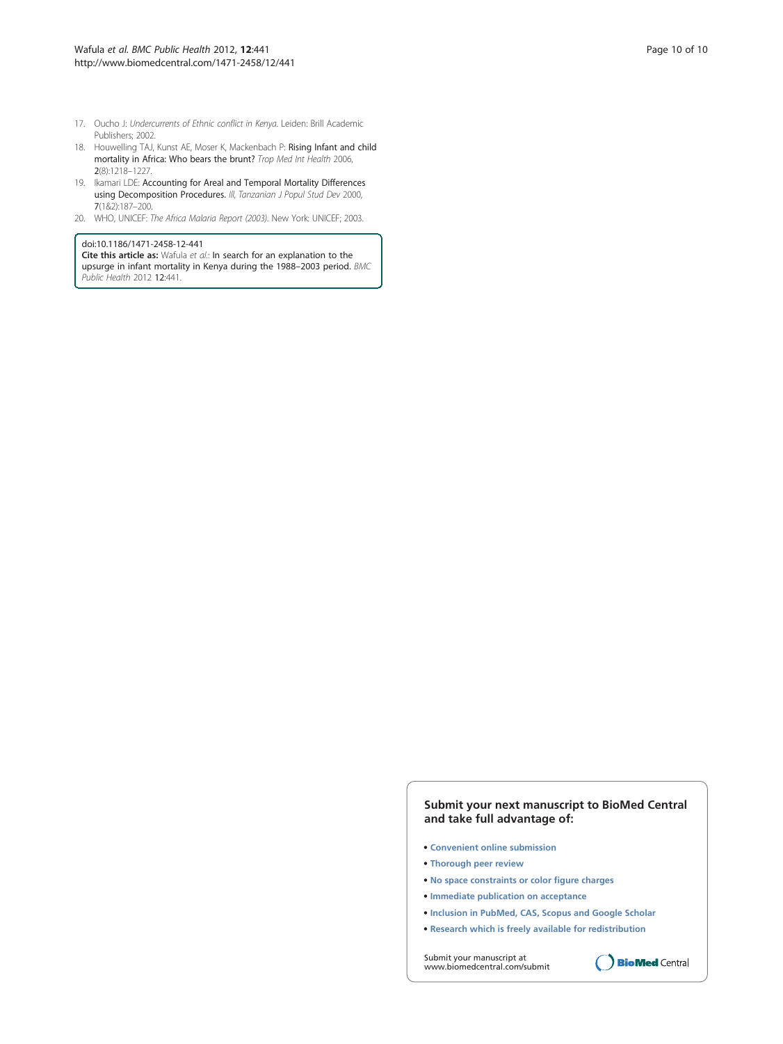17. Oucho J: *Undercurrents of Ethnic conflict in Kenya*. Leiden: Brill Academic Publishers; 2002.
18. Houwelling TAJ, Kunst AE, Moser K, Mackenbach P: **Rising Infant and child mortality in Africa: Who bears the brunt?** *Trop Med Int Health* 2006, **2**(8):1218–1227.
19. Ikamari LDE: **Accounting for Areal and Temporal Mortality Differences using Decomposition Procedures.** *Ill, Tanzanian J Popul Stud Dev* 2000, **7**(1&2):187–200.
20. WHO, UNICEF: *The Africa Malaria Report (2003)*. New York: UNICEF; 2003.

doi:10.1186/1471-2458-12-441
**Cite this article as:** Wafula *et al.*: In search for an explanation to the upsurge in infant mortality in Kenya during the 1988–2003 period. *BMC Public Health* 2012 **12**:441.

**Submit your next manuscript to BioMed Central and take full advantage of:**

- **Convenient online submission**
- **Thorough peer review**
- **No space constraints or color figure charges**
- **Immediate publication on acceptance**
- **Inclusion in PubMed, CAS, Scopus and Google Scholar**
- **Research which is freely available for redistribution**

Submit your manuscript at
www.biomedcentral.com/submit

BioMed Central